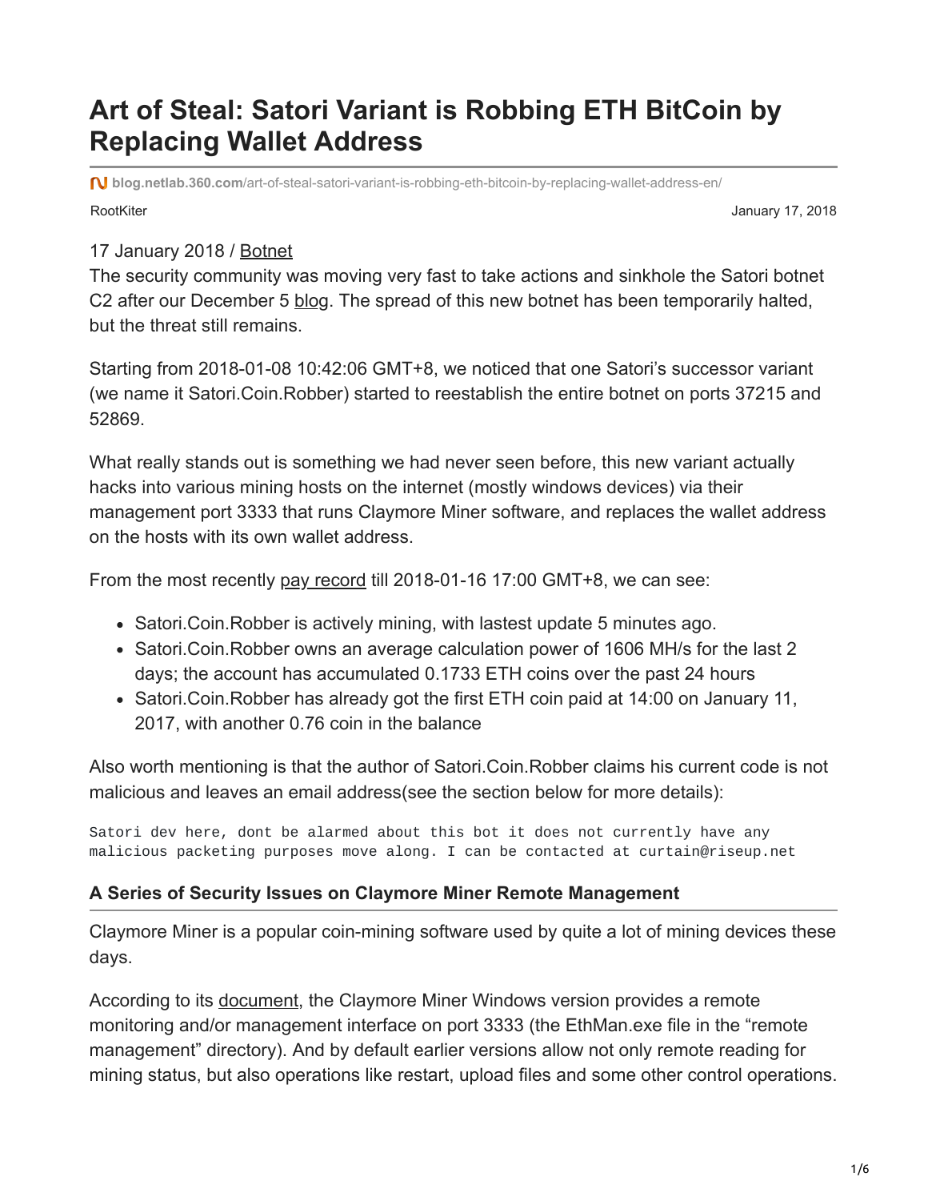# Art of Steal: Satori Variant is Robbing ETH BitCoin by Replacing Wallet Address

blog.netlab.360.com/art-of-steal-satori-variant-is-robbing-eth-bitcoin-by-replacing-wallet-address-en/

RootKiter

January 17, 2018

17 January 2018 / Botnet

The security community was moving very fast to take actions and sinkhole the Satori botnet C2 after our December 5 blog. The spread of this new botnet has been temporarily halted, but the threat still remains.

Starting from 2018-01-08 10:42:06 GMT+8, we noticed that one Satori's successor variant (we name it Satori.Coin.Robber) started to reestablish the entire botnet on ports 37215 and 52869.

What really stands out is something we had never seen before, this new variant actually hacks into various mining hosts on the internet (mostly windows devices) via their management port 3333 that runs Claymore Miner software, and replaces the wallet address on the hosts with its own wallet address.

From the most recently pay record till 2018-01-16 17:00 GMT+8, we can see:

- Satori.Coin.Robber is actively mining, with lastest update 5 minutes ago.
- Satori.Coin.Robber owns an average calculation power of 1606 MH/s for the last 2 days; the account has accumulated 0.1733 ETH coins over the past 24 hours
- Satori.Coin.Robber has already got the first ETH coin paid at 14:00 on January 11, 2017, with another 0.76 coin in the balance

Also worth mentioning is that the author of Satori.Coin.Robber claims his current code is not malicious and leaves an email address(see the section below for more details):

```
Satori dev here, dont be alarmed about this bot it does not currently have any
malicious packeting purposes move along. I can be contacted at curtain@riseup.net
```

### A Series of Security Issues on Claymore Miner Remote Management

Claymore Miner is a popular coin-mining software used by quite a lot of mining devices these days.

According to its document, the Claymore Miner Windows version provides a remote monitoring and/or management interface on port 3333 (the EthMan.exe file in the "remote management" directory). And by default earlier versions allow not only remote reading for mining status, but also operations like restart, upload files and some other control operations.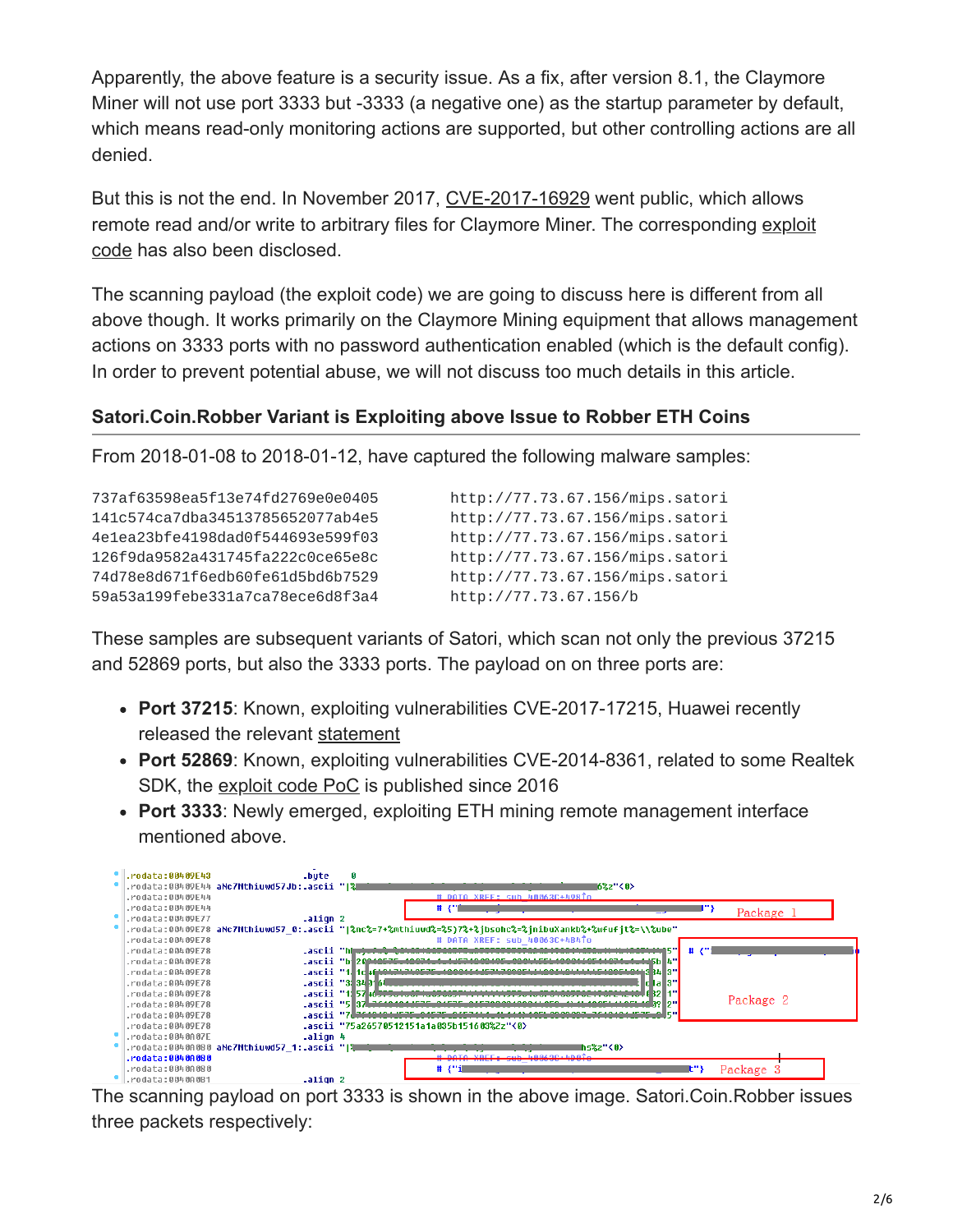Apparently, the above feature is a security issue. As a fix, after version 8.1, the Claymore Miner will not use port 3333 but -3333 (a negative one) as the startup parameter by default, which means read-only monitoring actions are supported, but other controlling actions are all denied.

But this is not the end. In November 2017, CVE-2017-16929 went public, which allows remote read and/or write to arbitrary files for Claymore Miner. The corresponding exploit code has also been disclosed.

The scanning payload (the exploit code) we are going to discuss here is different from all above though. It works primarily on the Claymore Mining equipment that allows management actions on 3333 ports with no password authentication enabled (which is the default config). In order to prevent potential abuse, we will not discuss too much details in this article.

### Satori.Coin.Robber Variant is Exploiting above Issue to Robber ETH Coins

From 2018-01-08 to 2018-01-12, have captured the following malware samples:

```
737af63598ea5f13e74fd2769e0e0405        http://77.73.67.156/mips.satori
141c574ca7dba34513785652077ab4e5        http://77.73.67.156/mips.satori
4e1ea23bfe4198dad0f544693e599f03        http://77.73.67.156/mips.satori
126f9da9582a431745fa222c0ce65e8c        http://77.73.67.156/mips.satori
74d78e8d671f6edb60fe61d5bd6b7529        http://77.73.67.156/mips.satori
59a53a199febe331a7ca78ece6d8f3a4        http://77.73.67.156/b
```

These samples are subsequent variants of Satori, which scan not only the previous 37215 and 52869 ports, but also the 3333 ports. The payload on on three ports are:

- **Port 37215**: Known, exploiting vulnerabilities CVE-2017-17215, Huawei recently released the relevant statement
- **Port 52869**: Known, exploiting vulnerabilities CVE-2014-8361, related to some Realtek SDK, the exploit code PoC is published since 2016
- **Port 3333**: Newly emerged, exploiting ETH mining remote management interface mentioned above.

Package 1

Package 2

Package 3

The scanning payload on port 3333 is shown in the above image. Satori.Coin.Robber issues three packets respectively: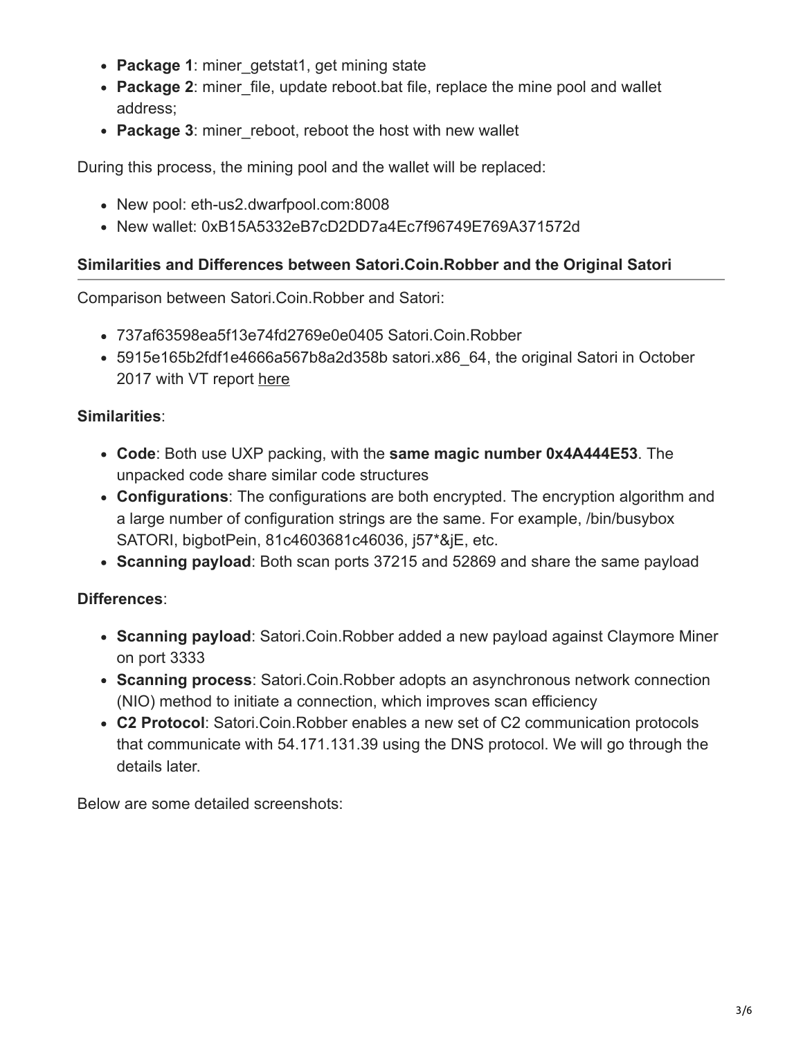- **Package 1**: miner_getstat1, get mining state
- **Package 2**: miner_file, update reboot.bat file, replace the mine pool and wallet address;
- **Package 3**: miner_reboot, reboot the host with new wallet

During this process, the mining pool and the wallet will be replaced:

- New pool: eth-us2.dwarfpool.com:8008
- New wallet: 0xB15A5332eB7cD2DD7a4Ec7f96749E769A371572d

### Similarities and Differences between Satori.Coin.Robber and the Original Satori

Comparison between Satori.Coin.Robber and Satori:

- 737af63598ea5f13e74fd2769e0e0405 Satori.Coin.Robber
- 5915e165b2fdf1e4666a567b8a2d358b satori.x86_64, the original Satori in October 2017 with VT report here

**Similarities**:

- **Code**: Both use UXP packing, with the **same magic number 0x4A444E53**. The unpacked code share similar code structures
- **Configurations**: The configurations are both encrypted. The encryption algorithm and a large number of configuration strings are the same. For example, /bin/busybox SATORI, bigbotPein, 81c4603681c46036, j57*&jE, etc.
- **Scanning payload**: Both scan ports 37215 and 52869 and share the same payload

**Differences**:

- **Scanning payload**: Satori.Coin.Robber added a new payload against Claymore Miner on port 3333
- **Scanning process**: Satori.Coin.Robber adopts an asynchronous network connection (NIO) method to initiate a connection, which improves scan efficiency
- **C2 Protocol**: Satori.Coin.Robber enables a new set of C2 communication protocols that communicate with 54.171.131.39 using the DNS protocol. We will go through the details later.

Below are some detailed screenshots: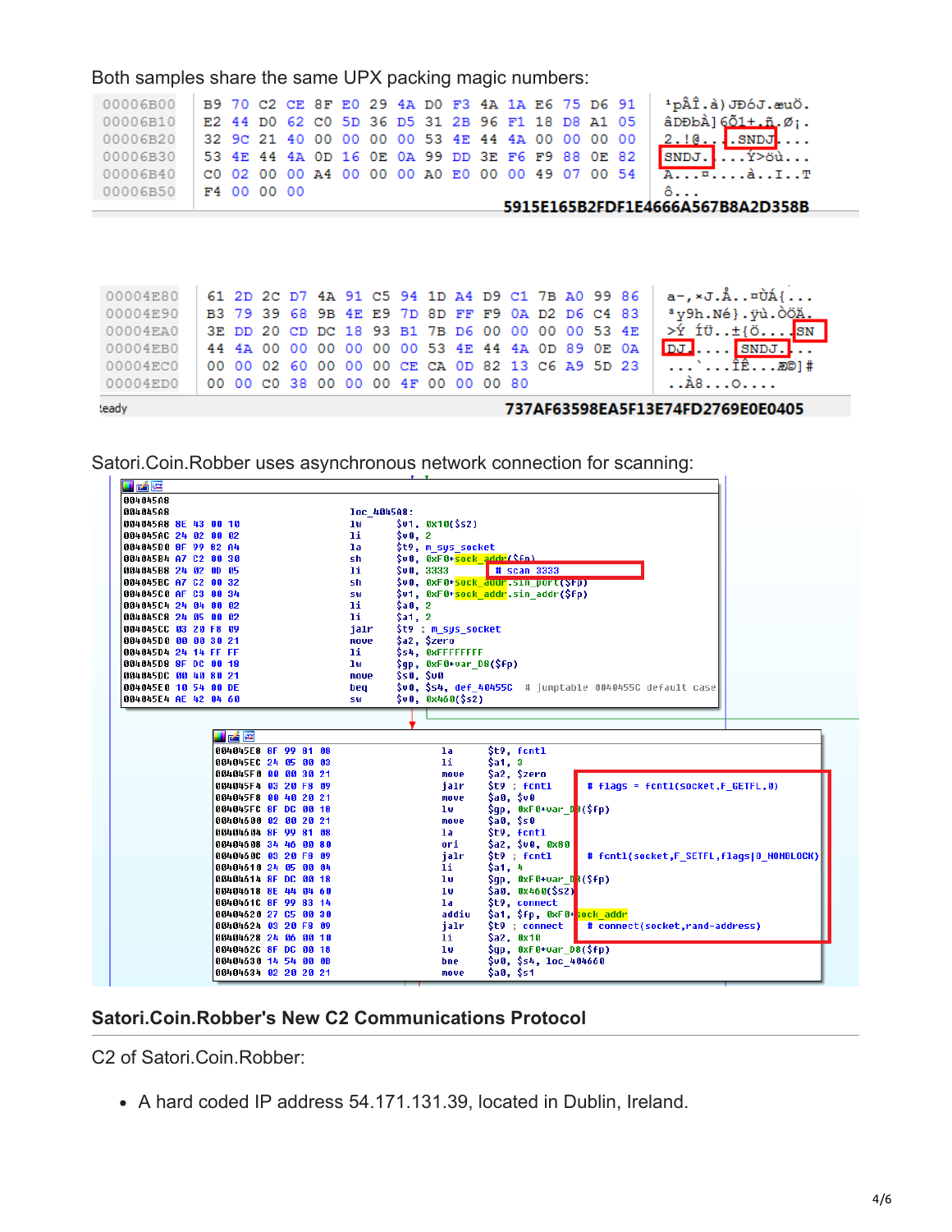Both samples share the same UPX packing magic numbers:

```
00006B00  B9 70 C2 CE 8F E0 29 4A D0 F3 4A 1A E6 75 D6 91
00006B10  E2 44 D0 62 C0 5D 36 D5 31 2B 96 F1 18 D8 A1 05
00006B20  32 9C 21 40 00 00 00 00 53 4E 44 4A 00 00 00 00
00006B30  53 4E 44 4A 0D 16 0E 0A 99 DD 3E F6 F9 88 0E 82
00006B40  C0 02 00 00 A4 00 00 00 A0 E0 00 00 49 07 00 54
00006B50  F4 00 00 00
```

5915E165B2FDF1E4666A567B8A2D358B

```
00004E80  61 2D 2C D7 4A 91 C5 94 1D A4 D9 C1 7B A0 99 86
00004E90  B3 79 39 68 9B 4E E9 7D 8D FF F9 0A D2 D6 C4 83
00004EA0  3E DD 20 CD DC 18 93 B1 7B D6 00 00 00 00 53 4E
00004EB0  44 4A 00 00 00 00 53 4E 44 4A 0D 89 0E 0A
00004EC0  00 00 02 60 00 00 00 CE CA 0D 82 13 C6 A9 5D 23
00004ED0  00 00 C0 38 00 00 00 4F 00 00 00 80
```

737AF63598EA5F13E74FD2769E0E0405

Satori.Coin.Robber uses asynchronous network connection for scanning:

```
loc_4045A8:
lw      $v1, 0x10($s2)
li      $v0, 2
la      $t9, m_sys_socket
sh      $v0, 0xF0+sock_addr($fp)
li      $v0, 3333         # scan 3333
sh      $v0, 0xF0+sock_addr.sin_port($fp)
sw      $v1, 0xF0+sock_addr.sin_addr($fp)
li      $a0, 2
li      $a1, 2
jalr    $t9 ; m_sys_socket
move    $a2, $zero
li      $s4, 0xFFFFFFFF
lw      $gp, 0xF0+var_D8($fp)
move    $s0, $v0
beq     $v0, $s4, def_40455C  # jumptable 0040455C default case
sw      $v0, 0x460($s2)

la      $t9, fcntl
li      $a1, 3
move    $a2, $zero
jalr    $t9 ; fcntl        # flags = fcntl(socket,F_GETFL,0)
move    $a0, $v0
lw      $gp, 0xF0+var_D8($fp)
move    $a0, $s0
la      $t9, fcntl
ori     $a2, $v0, 0x80
jalr    $t9 ; fcntl        # fcntl(socket,F_SETFL,flags|O_NONBLOCK)
li      $a1, 4
lw      $gp, 0xF0+var_D8($fp)
lw      $a0, 0x460($s2)
la      $t9, connect
addiu   $a1, $fp, 0xF0+sock_addr
jalr    $t9 ; connect      # connect(socket,rand-address)
li      $a2, 0x10
lw      $gp, 0xF0+var_D8($fp)
bne     $v0, $s4, loc_404660
move    $a0, $s1
```

## Satori.Coin.Robber's New C2 Communications Protocol

C2 of Satori.Coin.Robber:

- A hard coded IP address 54.171.131.39, located in Dublin, Ireland.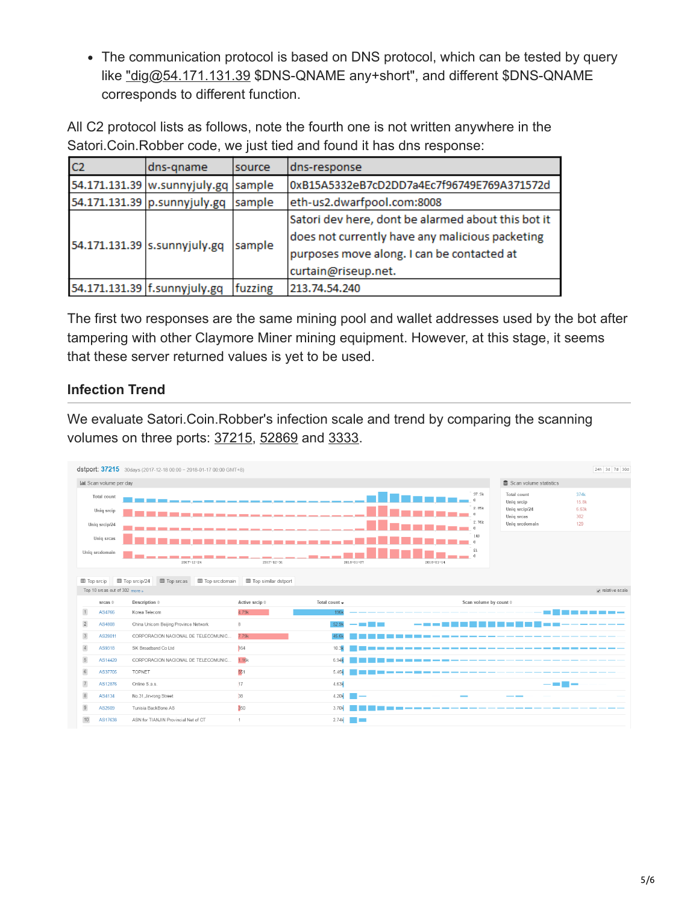- The communication protocol is based on DNS protocol, which can be tested by query like "dig@54.171.131.39 $DNS-QNAME any+short", and different $DNS-QNAME corresponds to different function.

All C2 protocol lists as follows, note the fourth one is not written anywhere in the Satori.Coin.Robber code, we just tied and found it has dns response:

| C2 | dns-qname | source | dns-response |
|---|---|---|---|
| 54.171.131.39 | w.sunnyjuly.gq | sample | 0xB15A5332eB7cD2DD7a4Ec7f96749E769A371572d |
| 54.171.131.39 | p.sunnyjuly.gq | sample | eth-us2.dwarfpool.com:8008 |
| 54.171.131.39 | s.sunnyjuly.gq | sample | Satori dev here, dont be alarmed about this bot it does not currently have any malicious packeting purposes move along. I can be contacted at curtain@riseup.net. |
| 54.171.131.39 | f.sunnyjuly.gq | fuzzing | 213.74.54.240 |

The first two responses are the same mining pool and wallet addresses used by the bot after tampering with other Claymore Miner mining equipment. However, at this stage, it seems that these server returned values is yet to be used.

### Infection Trend

We evaluate Satori.Coin.Robber's infection scale and trend by comparing the scanning volumes on three ports: 37215, 52869 and 3333.

dstport: 37215 30days (2017-12-18 00:00 ~ 2018-01-17 00:00 GMT+8)

24h 3d 7d 30d

Scan volume per day

Total count
Uniq srcip
Uniq srcip/24
Uniq srcas
Uniq srcdomain

37.5k 0
2.85k 0
2.76k 0
148 0
21 0

2017-12-24 2017-12-31 2018-01-07 2018-01-14

Scan volume statistics

| | |
|---|---|
| Total count | 374k |
| Uniq srcip | 15.8k |
| Uniq srcip/24 | 6.53k |
| Uniq srcas | 302 |
| Uniq srcdomain | 129 |

Top srcip | Top srcip/24 | Top srcas | Top srcdomain | Top similar dstport

Top 10 srcas out of 302 more »

relative scale

| | srcas | Description | Active srcip | Total count |
|---|---|---|---|---|
| 1 | AS4766 | Korea Telecom | 4.79k | 196k |
| 2 | AS4808 | China Unicom Beijing Province Network | 8 | 52.8k |
| 3 | AS26611 | CORPORACION NACIONAL DE TELECOMUNIC... | 7.79k | 45.6k |
| 4 | AS9318 | SK Broadband Co Ltd | 164 | 10.3k |
| 5 | AS14420 | CORPORACION NACIONAL DE TELECOMUNIC... | 1.16k | 6.94k |
| 6 | AS37705 | TOPNET | 551 | 5.46k |
| 7 | AS12876 | Online S.a.s. | 17 | 4.63k |
| 8 | AS4134 | No.31,Jin-rong Street | 38 | 4.20k |
| 9 | AS2609 | Tunisia BackBone AS | 350 | 3.70k |
| 10 | AS17638 | ASN for TIANJIN Provincial Net of CT | 1 | 2.74k |

Scan volume by count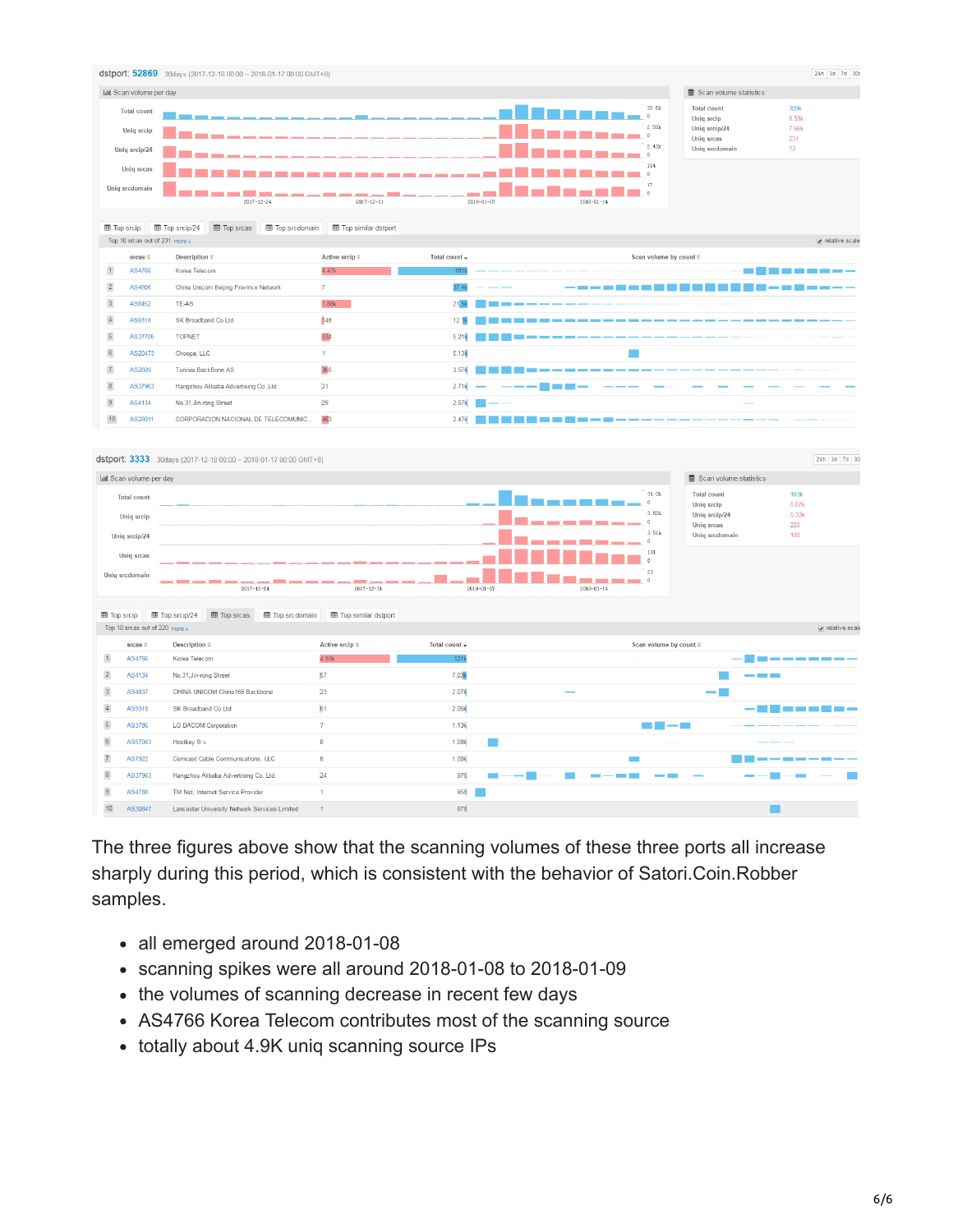dstport: 52869 30days (2017-12-18 00:00 ~ 2018-01-17 00:00 GMT+8)

24h 3d 7d 30d

Scan volume per day

Total count 33.6k 0

Uniq srcip 2.50k 0

Uniq srcip/24 2.43k 0

Uniq srcas 104 0

Uniq srcdomain 17 0

2017-12-24 2017-12-31 2018-01-07 2018-01-14

Scan volume statistics

| | |
|---|---|
| Total count | 309k |
| Uniq srcip | 8.59k |
| Uniq srcip/24 | 7.66k |
| Uniq srcas | 231 |
| Uniq srcdomain | 73 |

Top srcip | Top srcip/24 | Top srcas | Top srcdomain | Top similar dstport

Top 10 srcas out of 231 more »

relative scale

| | srcas | Description | Active srcip | Total count |
|---|---|---|---|---|
| 1 | AS4766 | Korea Telecom | 4.47k | 181k |
| 2 | AS4808 | China Unicom Beijing Province Network | 7 | 37.4k |
| 3 | AS8452 | TE-AS | 1.88k | 21.5k |
| 4 | AS9318 | SK Broadband Co Ltd | 148 | 12.3k |
| 5 | AS37705 | TOPNET | 534 | 5.21k |
| 6 | AS20473 | Choopa, LLC | 1 | 5.13k |
| 7 | AS2609 | Tunisia BackBone AS | 368 | 3.57k |
| 8 | AS37963 | Hangzhou Alibaba Advertising Co.,Ltd. | 21 | 2.71k |
| 9 | AS4134 | No.31,Jin-rong Street | 29 | 2.57k |
| 10 | AS28011 | CORPORACION NACIONAL DE TELECOMUNIC... | 463 | 2.47k |

dstport: 3333 30days (2017-12-18 00:00 ~ 2018-01-17 00:00 GMT+8)

24h 3d 7d 30d

Scan volume per day

Total count 34.0k 0

Uniq srcip 3.82k 0

Uniq srcip/24 3.51k 0

Uniq srcas 101 0

Uniq srcdomain 23 0

2017-12-24 2017-12-31 2018-01-07 2018-01-14

Scan volume statistics

| | |
|---|---|
| Total count | 163k |
| Uniq srcip | 5.67k |
| Uniq srcip/24 | 5.33k |
| Uniq srcas | 220 |
| Uniq srcdomain | 102 |

Top srcip | Top srcip/24 | Top srcas | Top srcdomain | Top similar dstport

Top 10 srcas out of 220 more »

relative scale

| | srcas | Description | Active srcip | Total count |
|---|---|---|---|---|
| 1 | AS4766 | Korea Telecom | 4.93k | 121k |
| 2 | AS4134 | No.31,Jin-rong Street | 67 | 7.03k |
| 3 | AS4837 | CHINA UNICOM China169 Backbone | 23 | 2.07k |
| 4 | AS9318 | SK Broadband Co Ltd | 61 | 2.05k |
| 5 | AS3786 | LG DACOM Corporation | 7 | 1.13k |
| 6 | AS57043 | Hostkey B.v. | 8 | 1.08k |
| 7 | AS7922 | Comcast Cable Communications, LLC | 8 | 1.00k |
| 8 | AS37963 | Hangzhou Alibaba Advertising Co.,Ltd. | 24 | 978 |
| 9 | AS4788 | TM Net, Internet Service Provider | 1 | 958 |
| 10 | AS30847 | Lancaster University Network Services Limited | 1 | 878 |

The three figures above show that the scanning volumes of these three ports all increase sharply during this period, which is consistent with the behavior of Satori.Coin.Robber samples.

- all emerged around 2018-01-08
- scanning spikes were all around 2018-01-08 to 2018-01-09
- the volumes of scanning decrease in recent few days
- AS4766 Korea Telecom contributes most of the scanning source
- totally about 4.9K uniq scanning source IPs